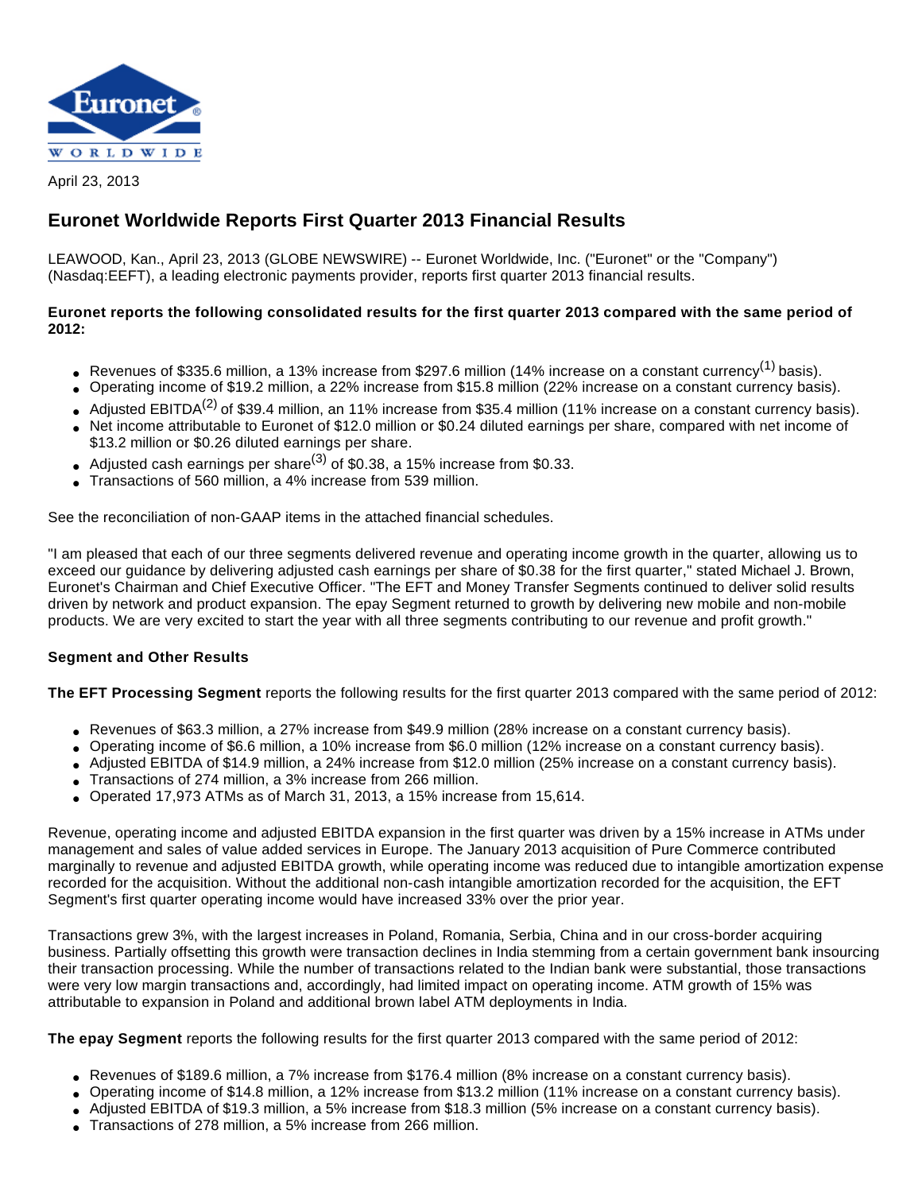April 23, 2013

# Euronet Worldwide Reports First Quarter 2013 Financial Results

LEAWOOD, Kan., April 23, 2013 (GLOBE NEWSWIRE) -- Euronet Worldwide, Inc. ("Euronet" or the "Company") (Nasdaq:EEFT), a leading electronic payments provider, reports first quarter 2013 financial results.

**Euronet reports the following consolidated results for the first quarter 2013 compared with the same period of 2012:**

- Revenues of $335.6 million, a 13% increase from $297.6 million (14% increase on a constant currency[1] basis).
- Operating income of $19.2 million, a 22% increase from $15.8 million (22% increase on a constant currency basis).
- Adjusted EBITDA[2] of $39.4 million, an 11% increase from $35.4 million (11% increase on a constant currency basis).
- Net income attributable to Euronet of $12.0 million or $0.24 diluted earnings per share, compared with net income of $13.2 million or $0.26 diluted earnings per share.
- Adjusted cash earnings per share[3] of $0.38, a 15% increase from $0.33.
- Transactions of 560 million, a 4% increase from 539 million.

See the reconciliation of non-GAAP items in the attached financial schedules.

"I am pleased that each of our three segments delivered revenue and operating income growth in the quarter, allowing us to exceed our guidance by delivering adjusted cash earnings per share of $0.38 for the first quarter," stated Michael J. Brown, Euronet's Chairman and Chief Executive Officer. "The EFT and Money Transfer Segments continued to deliver solid results driven by network and product expansion. The epay Segment returned to growth by delivering new mobile and non-mobile products. We are very excited to start the year with all three segments contributing to our revenue and profit growth."

**Segment and Other Results**

**The EFT Processing Segment** reports the following results for the first quarter 2013 compared with the same period of 2012:

- Revenues of $63.3 million, a 27% increase from $49.9 million (28% increase on a constant currency basis).
- Operating income of $6.6 million, a 10% increase from $6.0 million (12% increase on a constant currency basis).
- Adjusted EBITDA of $14.9 million, a 24% increase from $12.0 million (25% increase on a constant currency basis).
- Transactions of 274 million, a 3% increase from 266 million.
- Operated 17,973 ATMs as of March 31, 2013, a 15% increase from 15,614.

Revenue, operating income and adjusted EBITDA expansion in the first quarter was driven by a 15% increase in ATMs under management and sales of value added services in Europe. The January 2013 acquisition of Pure Commerce contributed marginally to revenue and adjusted EBITDA growth, while operating income was reduced due to intangible amortization expense recorded for the acquisition. Without the additional non-cash intangible amortization recorded for the acquisition, the EFT Segment's first quarter operating income would have increased 33% over the prior year.

Transactions grew 3%, with the largest increases in Poland, Romania, Serbia, China and in our cross-border acquiring business. Partially offsetting this growth were transaction declines in India stemming from a certain government bank insourcing their transaction processing. While the number of transactions related to the Indian bank were substantial, those transactions were very low margin transactions and, accordingly, had limited impact on operating income. ATM growth of 15% was attributable to expansion in Poland and additional brown label ATM deployments in India.

**The epay Segment** reports the following results for the first quarter 2013 compared with the same period of 2012:

- Revenues of $189.6 million, a 7% increase from $176.4 million (8% increase on a constant currency basis).
- Operating income of $14.8 million, a 12% increase from $13.2 million (11% increase on a constant currency basis).
- Adjusted EBITDA of $19.3 million, a 5% increase from $18.3 million (5% increase on a constant currency basis).
- Transactions of 278 million, a 5% increase from 266 million.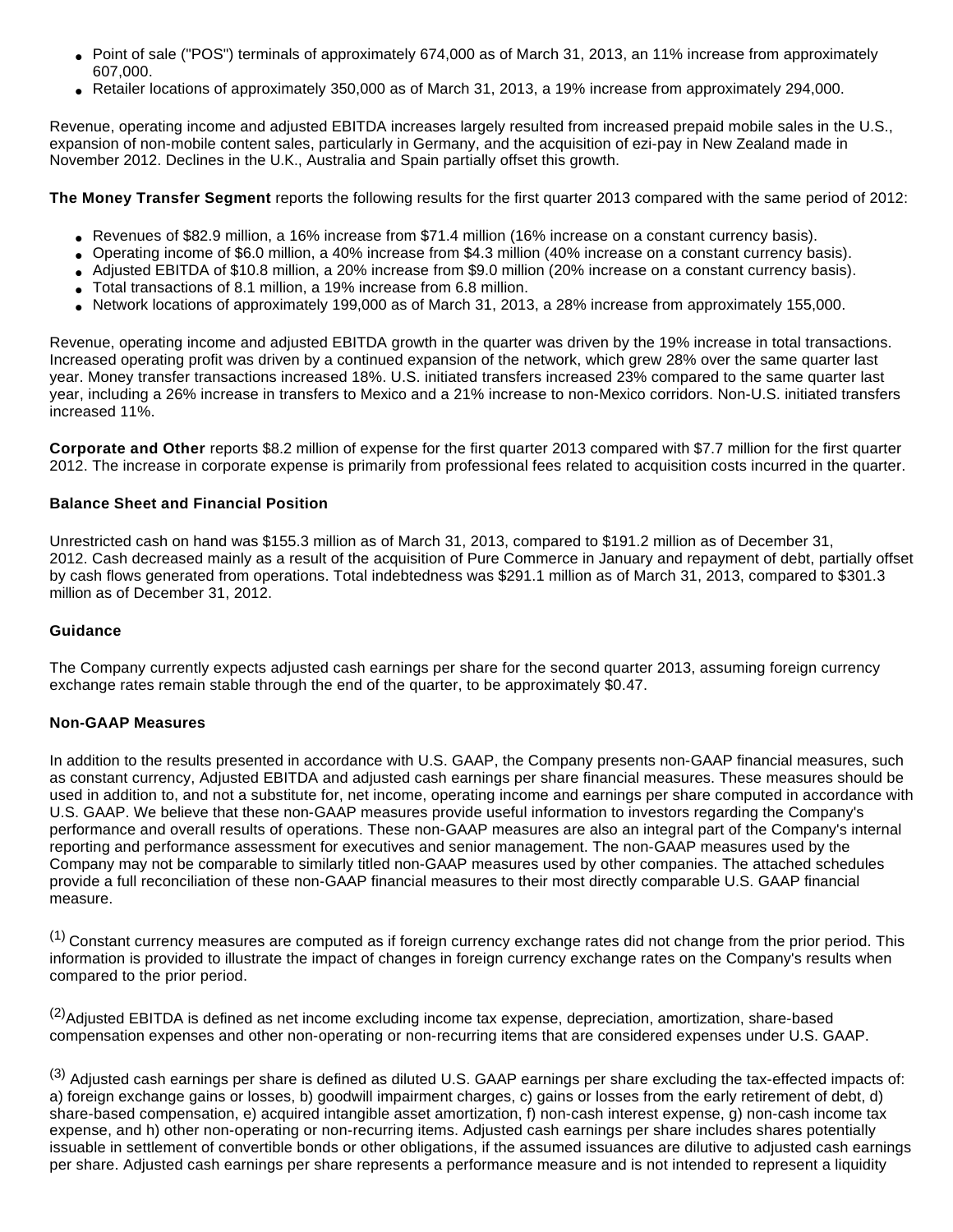- Point of sale ("POS") terminals of approximately 674,000 as of March 31, 2013, an 11% increase from approximately 607,000.
- Retailer locations of approximately 350,000 as of March 31, 2013, a 19% increase from approximately 294,000.

Revenue, operating income and adjusted EBITDA increases largely resulted from increased prepaid mobile sales in the U.S., expansion of non-mobile content sales, particularly in Germany, and the acquisition of ezi-pay in New Zealand made in November 2012. Declines in the U.K., Australia and Spain partially offset this growth.

**The Money Transfer Segment** reports the following results for the first quarter 2013 compared with the same period of 2012:

- Revenues of $82.9 million, a 16% increase from $71.4 million (16% increase on a constant currency basis).
- Operating income of $6.0 million, a 40% increase from $4.3 million (40% increase on a constant currency basis).
- Adjusted EBITDA of $10.8 million, a 20% increase from $9.0 million (20% increase on a constant currency basis).
- Total transactions of 8.1 million, a 19% increase from 6.8 million.
- Network locations of approximately 199,000 as of March 31, 2013, a 28% increase from approximately 155,000.

Revenue, operating income and adjusted EBITDA growth in the quarter was driven by the 19% increase in total transactions. Increased operating profit was driven by a continued expansion of the network, which grew 28% over the same quarter last year. Money transfer transactions increased 18%. U.S. initiated transfers increased 23% compared to the same quarter last year, including a 26% increase in transfers to Mexico and a 21% increase to non-Mexico corridors. Non-U.S. initiated transfers increased 11%.

**Corporate and Other** reports $8.2 million of expense for the first quarter 2013 compared with $7.7 million for the first quarter 2012. The increase in corporate expense is primarily from professional fees related to acquisition costs incurred in the quarter.

**Balance Sheet and Financial Position**

Unrestricted cash on hand was $155.3 million as of March 31, 2013, compared to $191.2 million as of December 31, 2012. Cash decreased mainly as a result of the acquisition of Pure Commerce in January and repayment of debt, partially offset by cash flows generated from operations. Total indebtedness was $291.1 million as of March 31, 2013, compared to $301.3 million as of December 31, 2012.

**Guidance**

The Company currently expects adjusted cash earnings per share for the second quarter 2013, assuming foreign currency exchange rates remain stable through the end of the quarter, to be approximately $0.47.

**Non-GAAP Measures**

In addition to the results presented in accordance with U.S. GAAP, the Company presents non-GAAP financial measures, such as constant currency, Adjusted EBITDA and adjusted cash earnings per share financial measures. These measures should be used in addition to, and not a substitute for, net income, operating income and earnings per share computed in accordance with U.S. GAAP. We believe that these non-GAAP measures provide useful information to investors regarding the Company's performance and overall results of operations. These non-GAAP measures are also an integral part of the Company's internal reporting and performance assessment for executives and senior management. The non-GAAP measures used by the Company may not be comparable to similarly titled non-GAAP measures used by other companies. The attached schedules provide a full reconciliation of these non-GAAP financial measures to their most directly comparable U.S. GAAP financial measure.

[1] Constant currency measures are computed as if foreign currency exchange rates did not change from the prior period. This information is provided to illustrate the impact of changes in foreign currency exchange rates on the Company's results when compared to the prior period.

[2] Adjusted EBITDA is defined as net income excluding income tax expense, depreciation, amortization, share-based compensation expenses and other non-operating or non-recurring items that are considered expenses under U.S. GAAP.

[3] Adjusted cash earnings per share is defined as diluted U.S. GAAP earnings per share excluding the tax-effected impacts of: a) foreign exchange gains or losses, b) goodwill impairment charges, c) gains or losses from the early retirement of debt, d) share-based compensation, e) acquired intangible asset amortization, f) non-cash interest expense, g) non-cash income tax expense, and h) other non-operating or non-recurring items. Adjusted cash earnings per share includes shares potentially issuable in settlement of convertible bonds or other obligations, if the assumed issuances are dilutive to adjusted cash earnings per share. Adjusted cash earnings per share represents a performance measure and is not intended to represent a liquidity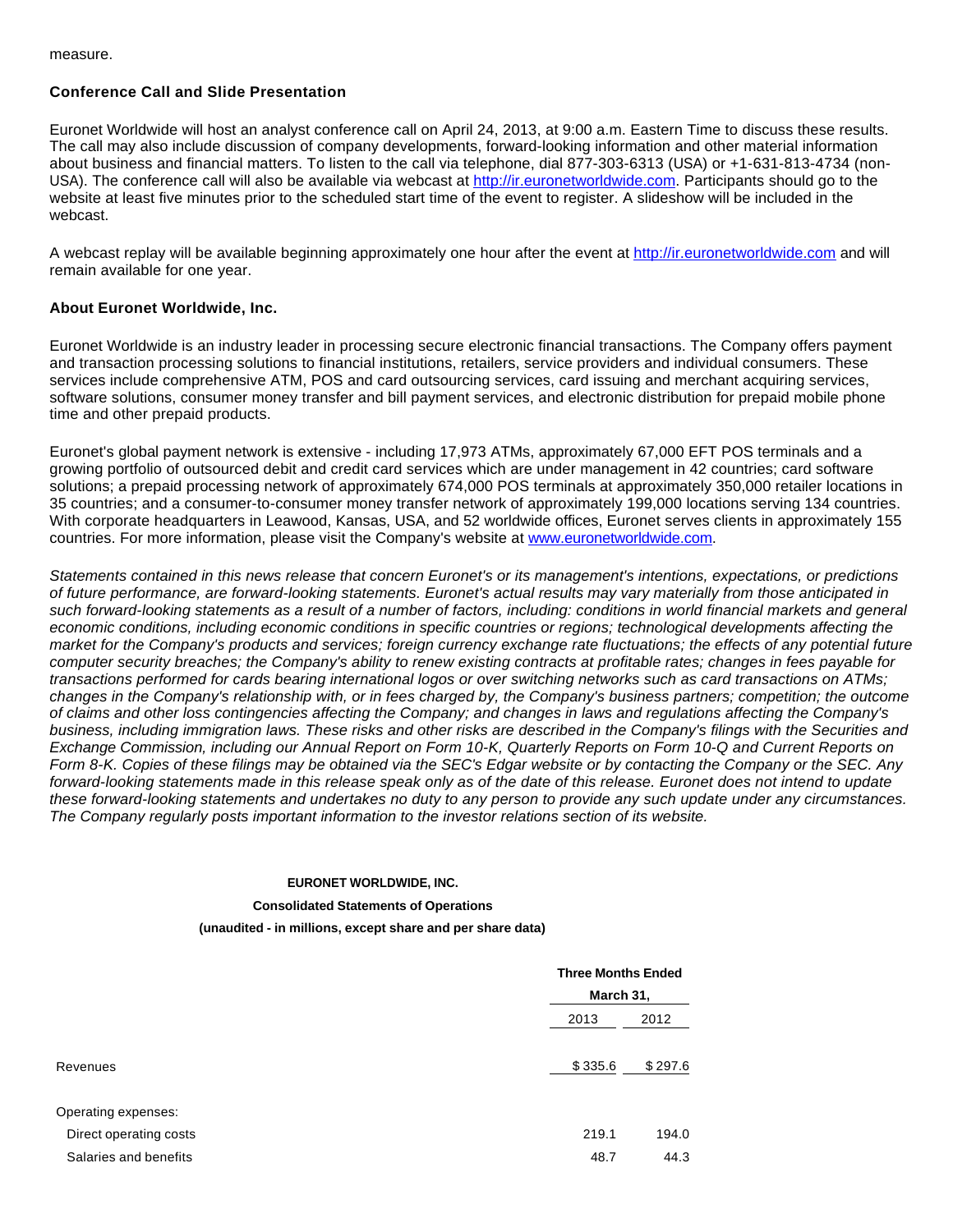measure.

### Conference Call and Slide Presentation

Euronet Worldwide will host an analyst conference call on April 24, 2013, at 9:00 a.m. Eastern Time to discuss these results. The call may also include discussion of company developments, forward-looking information and other material information about business and financial matters. To listen to the call via telephone, dial 877-303-6313 (USA) or +1-631-813-4734 (non-USA). The conference call will also be available via webcast at http://ir.euronetworldwide.com. Participants should go to the website at least five minutes prior to the scheduled start time of the event to register. A slideshow will be included in the webcast.

A webcast replay will be available beginning approximately one hour after the event at http://ir.euronetworldwide.com and will remain available for one year.

### About Euronet Worldwide, Inc.

Euronet Worldwide is an industry leader in processing secure electronic financial transactions. The Company offers payment and transaction processing solutions to financial institutions, retailers, service providers and individual consumers. These services include comprehensive ATM, POS and card outsourcing services, card issuing and merchant acquiring services, software solutions, consumer money transfer and bill payment services, and electronic distribution for prepaid mobile phone time and other prepaid products.

Euronet's global payment network is extensive - including 17,973 ATMs, approximately 67,000 EFT POS terminals and a growing portfolio of outsourced debit and credit card services which are under management in 42 countries; card software solutions; a prepaid processing network of approximately 674,000 POS terminals at approximately 350,000 retailer locations in 35 countries; and a consumer-to-consumer money transfer network of approximately 199,000 locations serving 134 countries. With corporate headquarters in Leawood, Kansas, USA, and 52 worldwide offices, Euronet serves clients in approximately 155 countries. For more information, please visit the Company's website at www.euronetworldwide.com.

*Statements contained in this news release that concern Euronet's or its management's intentions, expectations, or predictions of future performance, are forward-looking statements. Euronet's actual results may vary materially from those anticipated in such forward-looking statements as a result of a number of factors, including: conditions in world financial markets and general economic conditions, including economic conditions in specific countries or regions; technological developments affecting the market for the Company's products and services; foreign currency exchange rate fluctuations; the effects of any potential future computer security breaches; the Company's ability to renew existing contracts at profitable rates; changes in fees payable for transactions performed for cards bearing international logos or over switching networks such as card transactions on ATMs; changes in the Company's relationship with, or in fees charged by, the Company's business partners; competition; the outcome of claims and other loss contingencies affecting the Company; and changes in laws and regulations affecting the Company's business, including immigration laws. These risks and other risks are described in the Company's filings with the Securities and Exchange Commission, including our Annual Report on Form 10-K, Quarterly Reports on Form 10-Q and Current Reports on Form 8-K. Copies of these filings may be obtained via the SEC's Edgar website or by contacting the Company or the SEC. Any forward-looking statements made in this release speak only as of the date of this release. Euronet does not intend to update these forward-looking statements and undertakes no duty to any person to provide any such update under any circumstances. The Company regularly posts important information to the investor relations section of its website.*

**EURONET WORLDWIDE, INC.**

**Consolidated Statements of Operations**

**(unaudited - in millions, except share and per share data)**

| | Three Months Ended March 31, | |
|---|---|---|
| | 2013 | 2012 |
| Revenues | $ 335.6 | $ 297.6 |
| Operating expenses: | | |
| Direct operating costs | 219.1 | 194.0 |
| Salaries and benefits | 48.7 | 44.3 |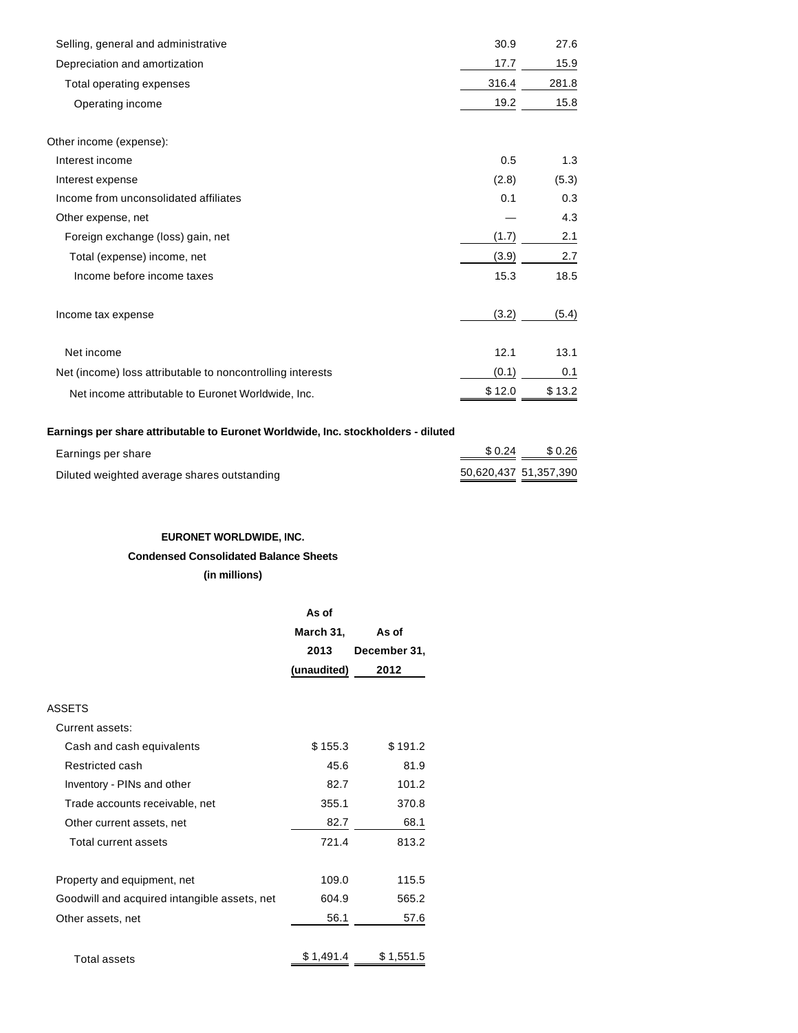| | | |
|---|---|---|
| Selling, general and administrative | 30.9 | 27.6 |
| Depreciation and amortization | 17.7 | 15.9 |
| Total operating expenses | 316.4 | 281.8 |
| Operating income | 19.2 | 15.8 |
| | | |
| Other income (expense): | | |
| Interest income | 0.5 | 1.3 |
| Interest expense | (2.8) | (5.3) |
| Income from unconsolidated affiliates | 0.1 | 0.3 |
| Other expense, net | — | 4.3 |
| Foreign exchange (loss) gain, net | (1.7) | 2.1 |
| Total (expense) income, net | (3.9) | 2.7 |
| Income before income taxes | 15.3 | 18.5 |
| | | |
| Income tax expense | (3.2) | (5.4) |
| | | |
| Net income | 12.1 | 13.1 |
| Net (income) loss attributable to noncontrolling interests | (0.1) | 0.1 |
| Net income attributable to Euronet Worldwide, Inc. | $ 12.0 | $ 13.2 |

**Earnings per share attributable to Euronet Worldwide, Inc. stockholders - diluted**

| | | |
|---|---|---|
| Earnings per share | $ 0.24 | $ 0.26 |
| Diluted weighted average shares outstanding | 50,620,437 | 51,357,390 |

**EURONET WORLDWIDE, INC.**

**Condensed Consolidated Balance Sheets**

**(in millions)**

| | As of March 31, 2013 (unaudited) | As of December 31, 2012 |
|---|---|---|
| ASSETS | | |
| Current assets: | | |
| Cash and cash equivalents | $ 155.3 | $ 191.2 |
| Restricted cash | 45.6 | 81.9 |
| Inventory - PINs and other | 82.7 | 101.2 |
| Trade accounts receivable, net | 355.1 | 370.8 |
| Other current assets, net | 82.7 | 68.1 |
| Total current assets | 721.4 | 813.2 |
| | | |
| Property and equipment, net | 109.0 | 115.5 |
| Goodwill and acquired intangible assets, net | 604.9 | 565.2 |
| Other assets, net | 56.1 | 57.6 |
| | | |
| Total assets | $ 1,491.4 | $ 1,551.5 |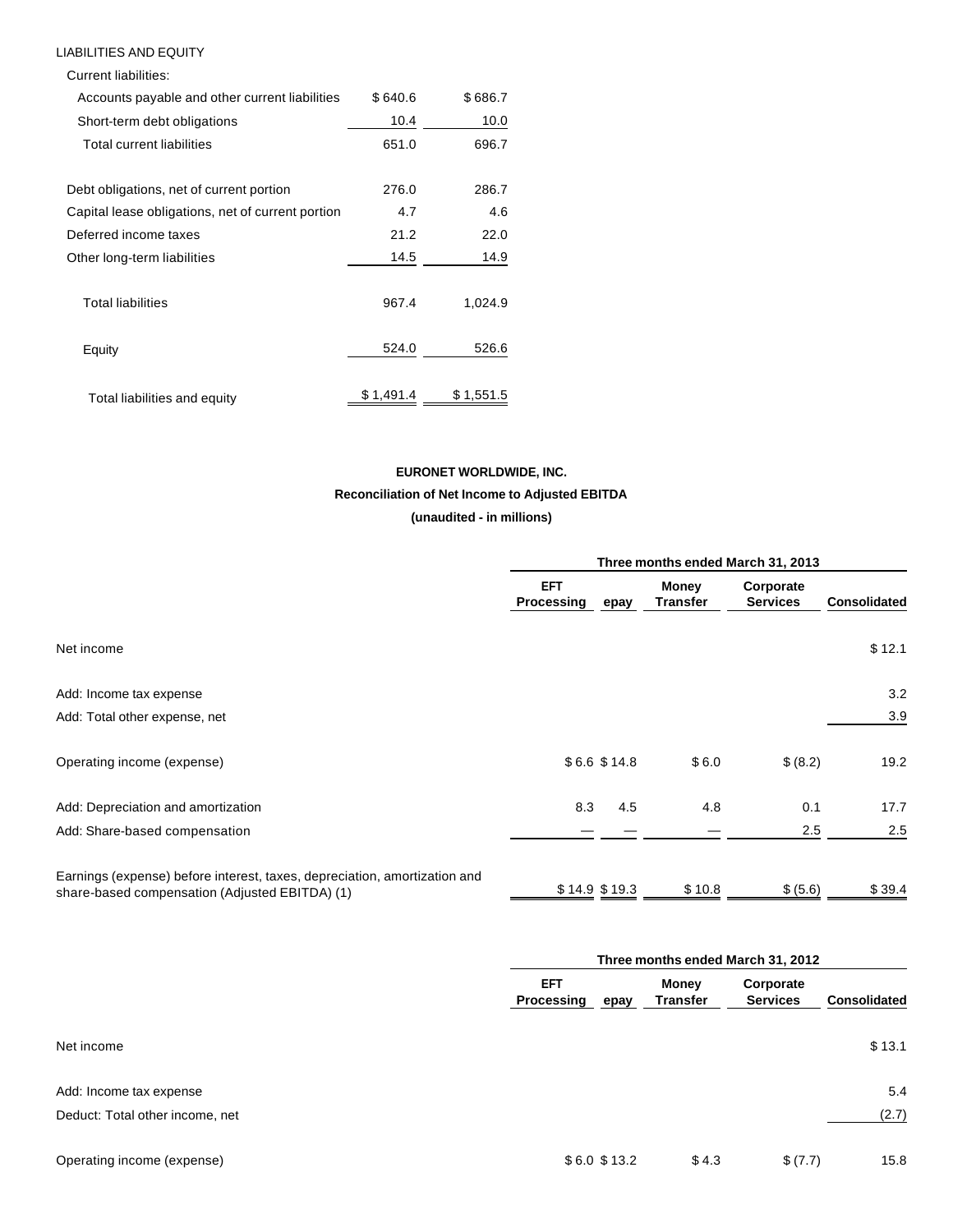LIABILITIES AND EQUITY

| | | |
|---|---|---|
| Current liabilities: | | |
| Accounts payable and other current liabilities | $ 640.6 | $ 686.7 |
| Short-term debt obligations | 10.4 | 10.0 |
| Total current liabilities | 651.0 | 696.7 |
| | | |
| Debt obligations, net of current portion | 276.0 | 286.7 |
| Capital lease obligations, net of current portion | 4.7 | 4.6 |
| Deferred income taxes | 21.2 | 22.0 |
| Other long-term liabilities | 14.5 | 14.9 |
| | | |
| Total liabilities | 967.4 | 1,024.9 |
| | | |
| Equity | 524.0 | 526.6 |
| | | |
| Total liabilities and equity | $ 1,491.4 | $ 1,551.5 |

**EURONET WORLDWIDE, INC.**

**Reconciliation of Net Income to Adjusted EBITDA**

**(unaudited - in millions)**

| | Three months ended March 31, 2013 | | | | |
|---|---|---|---|---|---|
| | **EFT Processing** | **epay** | **Money Transfer** | **Corporate Services** | **Consolidated** |
| Net income | | | | | $ 12.1 |
| Add: Income tax expense | | | | | 3.2 |
| Add: Total other expense, net | | | | | 3.9 |
| Operating income (expense) | $ 6.6 | $ 14.8 | $ 6.0 | $ (8.2) | 19.2 |
| Add: Depreciation and amortization | 8.3 | 4.5 | 4.8 | 0.1 | 17.7 |
| Add: Share-based compensation | — | — | — | 2.5 | 2.5 |
| Earnings (expense) before interest, taxes, depreciation, amortization and share-based compensation (Adjusted EBITDA) (1) | $ 14.9 | $ 19.3 | $ 10.8 | $ (5.6) | $ 39.4 |

| | Three months ended March 31, 2012 | | | | |
|---|---|---|---|---|---|
| | **EFT Processing** | **epay** | **Money Transfer** | **Corporate Services** | **Consolidated** |
| Net income | | | | | $ 13.1 |
| Add: Income tax expense | | | | | 5.4 |
| Deduct: Total other income, net | | | | | (2.7) |
| Operating income (expense) | $ 6.0 | $ 13.2 | $ 4.3 | $ (7.7) | 15.8 |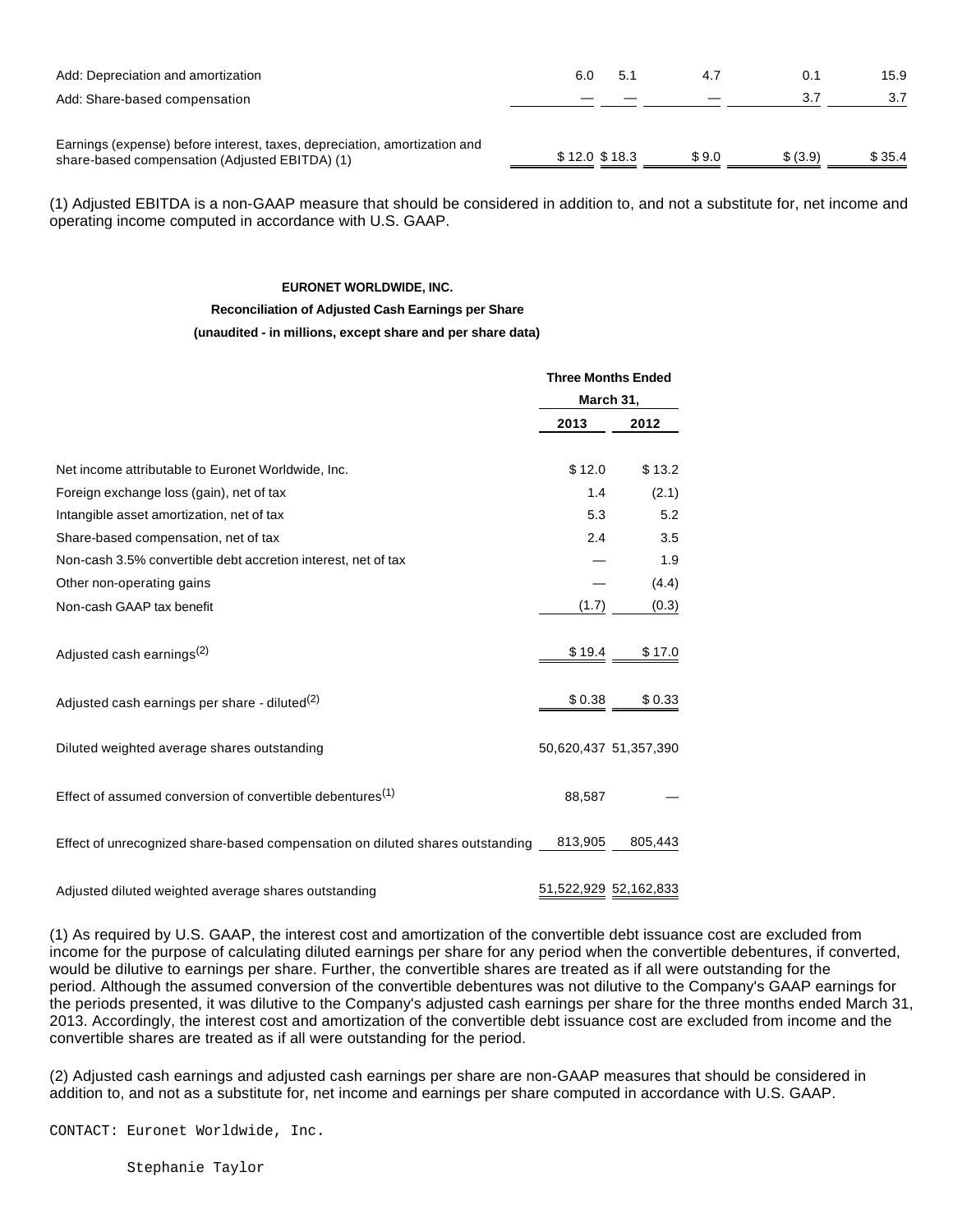| | | | | | |
|---|---|---|---|---|---|
| Add: Depreciation and amortization | 6.0 | 5.1 | 4.7 | 0.1 | 15.9 |
| Add: Share-based compensation | — | — | — | 3.7 | 3.7 |
| Earnings (expense) before interest, taxes, depreciation, amortization and share-based compensation (Adjusted EBITDA) (1) | $ 12.0 | $ 18.3 | $ 9.0 | $ (3.9) | $ 35.4 |

(1) Adjusted EBITDA is a non-GAAP measure that should be considered in addition to, and not a substitute for, net income and operating income computed in accordance with U.S. GAAP.

**EURONET WORLDWIDE, INC.**

**Reconciliation of Adjusted Cash Earnings per Share**

**(unaudited - in millions, except share and per share data)**

| | Three Months Ended March 31, | |
|---|---|---|
| | 2013 | 2012 |
| Net income attributable to Euronet Worldwide, Inc. | $ 12.0 | $ 13.2 |
| Foreign exchange loss (gain), net of tax | 1.4 | (2.1) |
| Intangible asset amortization, net of tax | 5.3 | 5.2 |
| Share-based compensation, net of tax | 2.4 | 3.5 |
| Non-cash 3.5% convertible debt accretion interest, net of tax | — | 1.9 |
| Other non-operating gains | — | (4.4) |
| Non-cash GAAP tax benefit | (1.7) | (0.3) |
| Adjusted cash earnings(2) | $ 19.4 | $ 17.0 |
| Adjusted cash earnings per share - diluted(2) | $ 0.38 | $ 0.33 |
| Diluted weighted average shares outstanding | 50,620,437 | 51,357,390 |
| Effect of assumed conversion of convertible debentures(1) | 88,587 | — |
| Effect of unrecognized share-based compensation on diluted shares outstanding | 813,905 | 805,443 |
| Adjusted diluted weighted average shares outstanding | 51,522,929 | 52,162,833 |

(1) As required by U.S. GAAP, the interest cost and amortization of the convertible debt issuance cost are excluded from income for the purpose of calculating diluted earnings per share for any period when the convertible debentures, if converted, would be dilutive to earnings per share. Further, the convertible shares are treated as if all were outstanding for the period. Although the assumed conversion of the convertible debentures was not dilutive to the Company's GAAP earnings for the periods presented, it was dilutive to the Company's adjusted cash earnings per share for the three months ended March 31, 2013. Accordingly, the interest cost and amortization of the convertible debt issuance cost are excluded from income and the convertible shares are treated as if all were outstanding for the period.

(2) Adjusted cash earnings and adjusted cash earnings per share are non-GAAP measures that should be considered in addition to, and not as a substitute for, net income and earnings per share computed in accordance with U.S. GAAP.

CONTACT: Euronet Worldwide, Inc.

Stephanie Taylor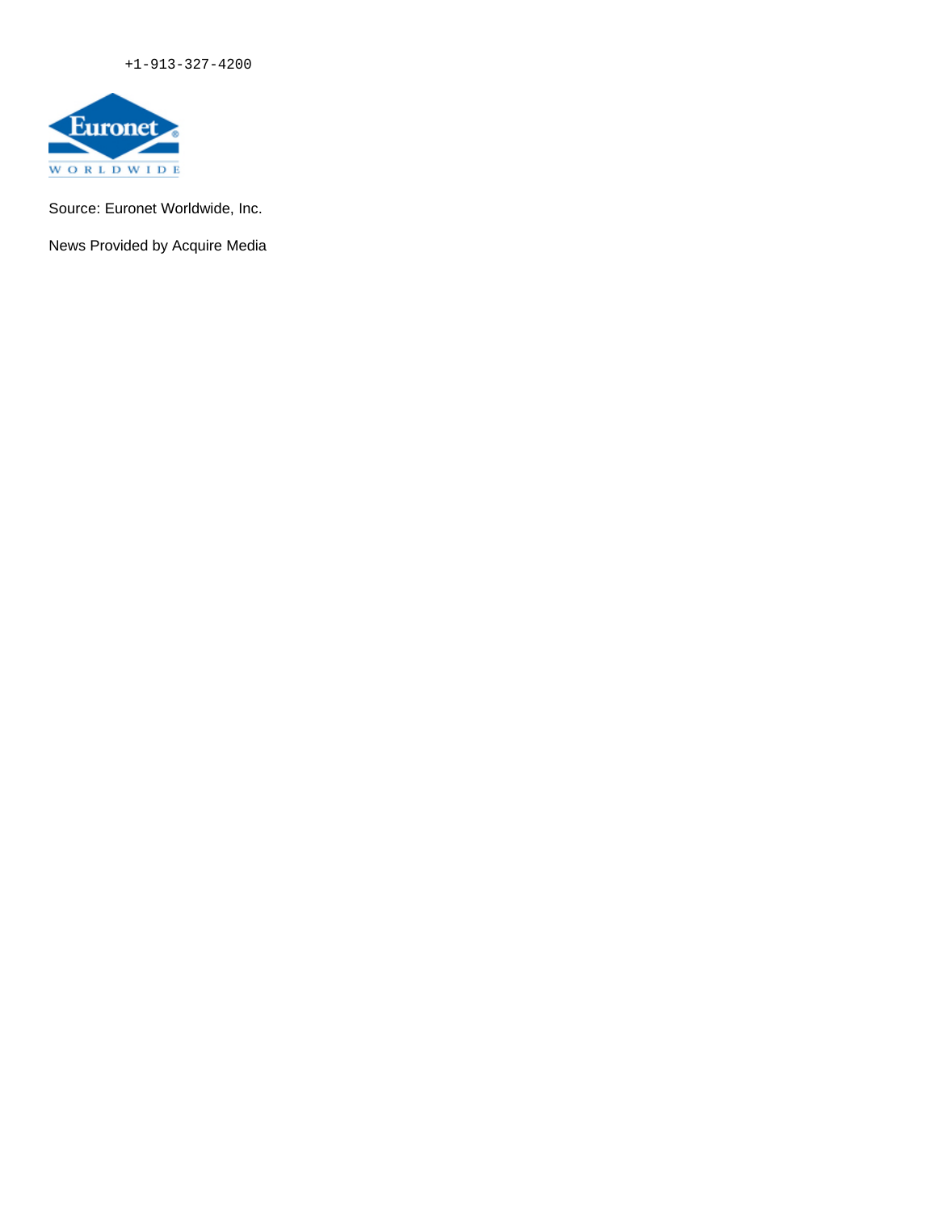+1-913-327-4200

Source: Euronet Worldwide, Inc.

News Provided by Acquire Media